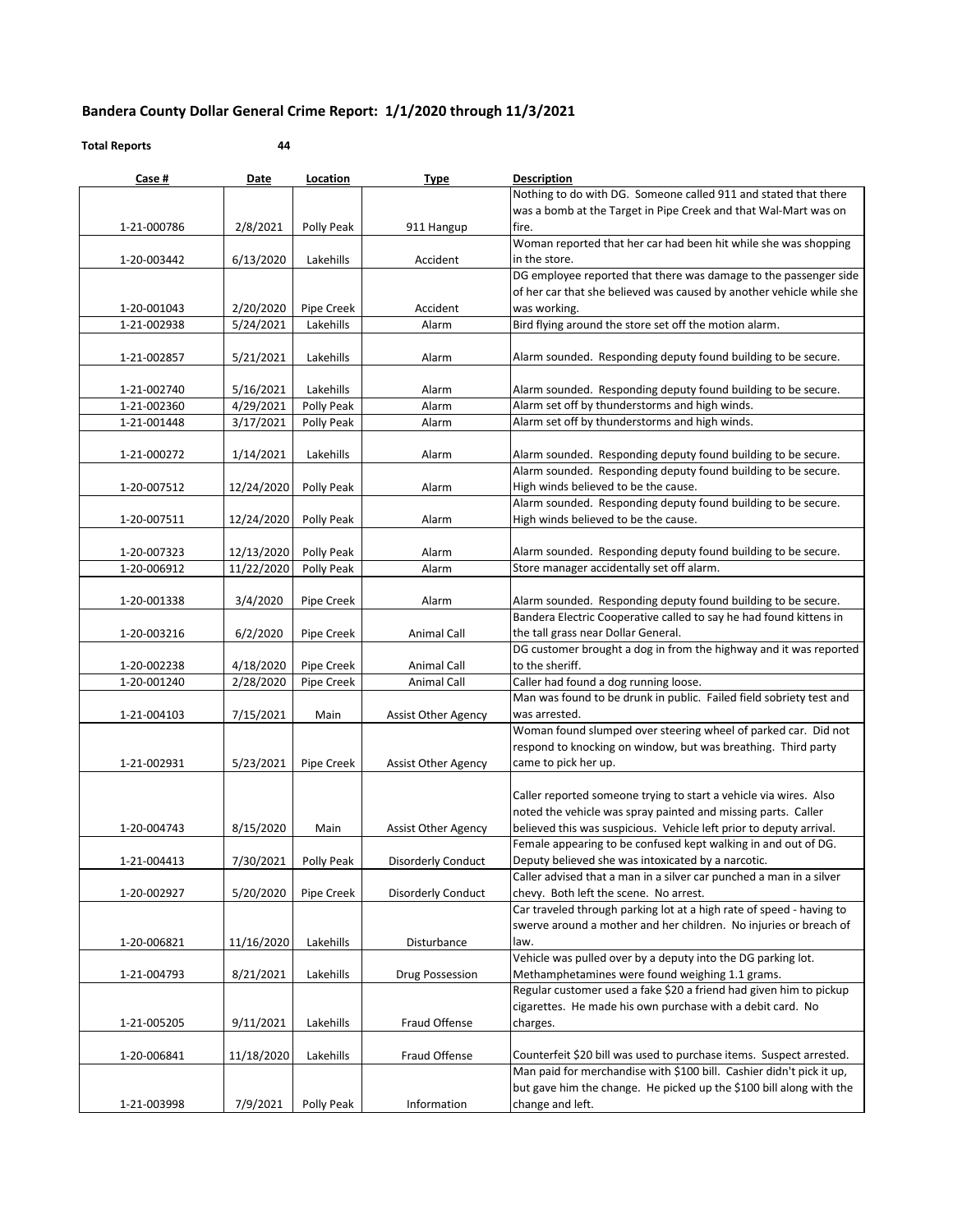# Bandera County Dollar General Crime Report: 1/1/2020 through 11/3/2021

**Total Reports** 44

| Case # | Date | Location | Type | Description |
|---|---|---|---|---|
| 1-21-000786 | 2/8/2021 | Polly Peak | 911 Hangup | Nothing to do with DG. Someone called 911 and stated that there was a bomb at the Target in Pipe Creek and that Wal-Mart was on fire. |
| 1-20-003442 | 6/13/2020 | Lakehills | Accident | Woman reported that her car had been hit while she was shopping in the store. |
| 1-20-001043 | 2/20/2020 | Pipe Creek | Accident | DG employee reported that there was damage to the passenger side of her car that she believed was caused by another vehicle while she was working. |
| 1-21-002938 | 5/24/2021 | Lakehills | Alarm | Bird flying around the store set off the motion alarm. |
| 1-21-002857 | 5/21/2021 | Lakehills | Alarm | Alarm sounded. Responding deputy found building to be secure. |
| 1-21-002740 | 5/16/2021 | Lakehills | Alarm | Alarm sounded. Responding deputy found building to be secure. |
| 1-21-002360 | 4/29/2021 | Polly Peak | Alarm | Alarm set off by thunderstorms and high winds. |
| 1-21-001448 | 3/17/2021 | Polly Peak | Alarm | Alarm set off by thunderstorms and high winds. |
| 1-21-000272 | 1/14/2021 | Lakehills | Alarm | Alarm sounded. Responding deputy found building to be secure. |
| 1-20-007512 | 12/24/2020 | Polly Peak | Alarm | Alarm sounded. Responding deputy found building to be secure. High winds believed to be the cause. |
| 1-20-007511 | 12/24/2020 | Polly Peak | Alarm | Alarm sounded. Responding deputy found building to be secure. High winds believed to be the cause. |
| 1-20-007323 | 12/13/2020 | Polly Peak | Alarm | Alarm sounded. Responding deputy found building to be secure. |
| 1-20-006912 | 11/22/2020 | Polly Peak | Alarm | Store manager accidentally set off alarm. |
| 1-20-001338 | 3/4/2020 | Pipe Creek | Alarm | Alarm sounded. Responding deputy found building to be secure. |
| 1-20-003216 | 6/2/2020 | Pipe Creek | Animal Call | Bandera Electric Cooperative called to say he had found kittens in the tall grass near Dollar General. |
| 1-20-002238 | 4/18/2020 | Pipe Creek | Animal Call | DG customer brought a dog in from the highway and it was reported to the sheriff. |
| 1-20-001240 | 2/28/2020 | Pipe Creek | Animal Call | Caller had found a dog running loose. |
| 1-21-004103 | 7/15/2021 | Main | Assist Other Agency | Man was found to be drunk in public. Failed field sobriety test and was arrested. |
| 1-21-002931 | 5/23/2021 | Pipe Creek | Assist Other Agency | Woman found slumped over steering wheel of parked car. Did not respond to knocking on window, but was breathing. Third party came to pick her up. |
| 1-20-004743 | 8/15/2020 | Main | Assist Other Agency | Caller reported someone trying to start a vehicle via wires. Also noted the vehicle was spray painted and missing parts. Caller believed this was suspicious. Vehicle left prior to deputy arrival. |
| 1-21-004413 | 7/30/2021 | Polly Peak | Disorderly Conduct | Female appearing to be confused kept walking in and out of DG. Deputy believed she was intoxicated by a narcotic. |
| 1-20-002927 | 5/20/2020 | Pipe Creek | Disorderly Conduct | Caller advised that a man in a silver car punched a man in a silver chevy. Both left the scene. No arrest. |
| 1-20-006821 | 11/16/2020 | Lakehills | Disturbance | Car traveled through parking lot at a high rate of speed - having to swerve around a mother and her children. No injuries or breach of law. |
| 1-21-004793 | 8/21/2021 | Lakehills | Drug Possession | Vehicle was pulled over by a deputy into the DG parking lot. Methamphetamines were found weighing 1.1 grams. |
| 1-21-005205 | 9/11/2021 | Lakehills | Fraud Offense | Regular customer used a fake $20 a friend had given him to pickup cigarettes. He made his own purchase with a debit card. No charges. |
| 1-20-006841 | 11/18/2020 | Lakehills | Fraud Offense | Counterfeit $20 bill was used to purchase items. Suspect arrested. |
| 1-21-003998 | 7/9/2021 | Polly Peak | Information | Man paid for merchandise with $100 bill. Cashier didn't pick it up, but gave him the change. He picked up the $100 bill along with the change and left. |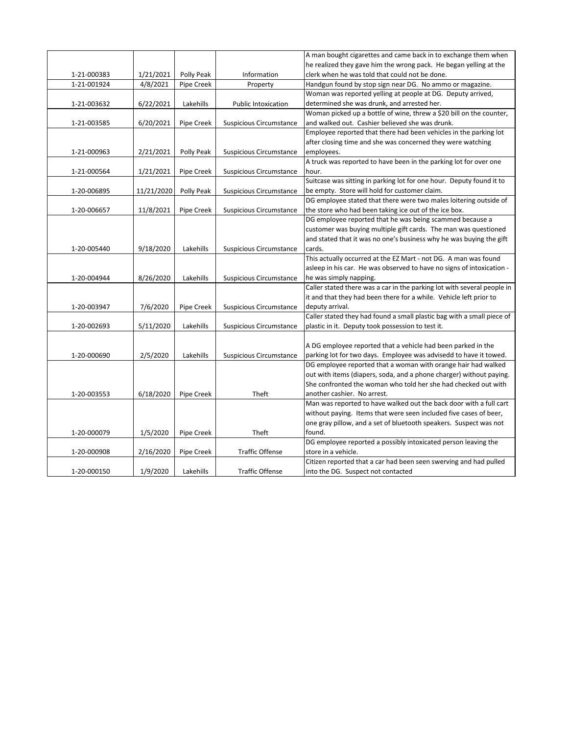| | | | | |
|---|---|---|---|---|
| 1-21-000383 | 1/21/2021 | Polly Peak | Information | A man bought cigarettes and came back in to exchange them when he realized they gave him the wrong pack. He began yelling at the clerk when he was told that could not be done. |
| 1-21-001924 | 4/8/2021 | Pipe Creek | Property | Handgun found by stop sign near DG. No ammo or magazine. |
| 1-21-003632 | 6/22/2021 | Lakehills | Public Intoxication | Woman was reported yelling at people at DG. Deputy arrived, determined she was drunk, and arrested her. |
| 1-21-003585 | 6/20/2021 | Pipe Creek | Suspicious Circumstance | Woman picked up a bottle of wine, threw a $20 bill on the counter, and walked out. Cashier believed she was drunk. |
| 1-21-000963 | 2/21/2021 | Polly Peak | Suspicious Circumstance | Employee reported that there had been vehicles in the parking lot after closing time and she was concerned they were watching employees. |
| 1-21-000564 | 1/21/2021 | Pipe Creek | Suspicious Circumstance | A truck was reported to have been in the parking lot for over one hour. |
| 1-20-006895 | 11/21/2020 | Polly Peak | Suspicious Circumstance | Suitcase was sitting in parking lot for one hour. Deputy found it to be empty. Store will hold for customer claim. |
| 1-20-006657 | 11/8/2021 | Pipe Creek | Suspicious Circumstance | DG employee stated that there were two males loitering outside of the store who had been taking ice out of the ice box. |
| 1-20-005440 | 9/18/2020 | Lakehills | Suspicious Circumstance | DG employee reported that he was being scammed because a customer was buying multiple gift cards. The man was questioned and stated that it was no one's business why he was buying the gift cards. |
| 1-20-004944 | 8/26/2020 | Lakehills | Suspicious Circumstance | This actually occurred at the EZ Mart - not DG. A man was found asleep in his car. He was observed to have no signs of intoxication - he was simply napping. |
| 1-20-003947 | 7/6/2020 | Pipe Creek | Suspicious Circumstance | Caller stated there was a car in the parking lot with several people in it and that they had been there for a while. Vehicle left prior to deputy arrival. |
| 1-20-002693 | 5/11/2020 | Lakehills | Suspicious Circumstance | Caller stated they had found a small plastic bag with a small piece of plastic in it. Deputy took possession to test it. |
| 1-20-000690 | 2/5/2020 | Lakehills | Suspicious Circumstance | A DG employee reported that a vehicle had been parked in the parking lot for two days. Employee was advisedd to have it towed. |
| 1-20-003553 | 6/18/2020 | Pipe Creek | Theft | DG employee reported that a woman with orange hair had walked out with items (diapers, soda, and a phone charger) without paying. She confronted the woman who told her she had checked out with another cashier. No arrest. |
| 1-20-000079 | 1/5/2020 | Pipe Creek | Theft | Man was reported to have walked out the back door with a full cart without paying. Items that were seen included five cases of beer, one gray pillow, and a set of bluetooth speakers. Suspect was not found. |
| 1-20-000908 | 2/16/2020 | Pipe Creek | Traffic Offense | DG employee reported a possibly intoxicated person leaving the store in a vehicle. |
| 1-20-000150 | 1/9/2020 | Lakehills | Traffic Offense | Citizen reported that a car had been seen swerving and had pulled into the DG. Suspect not contacted |